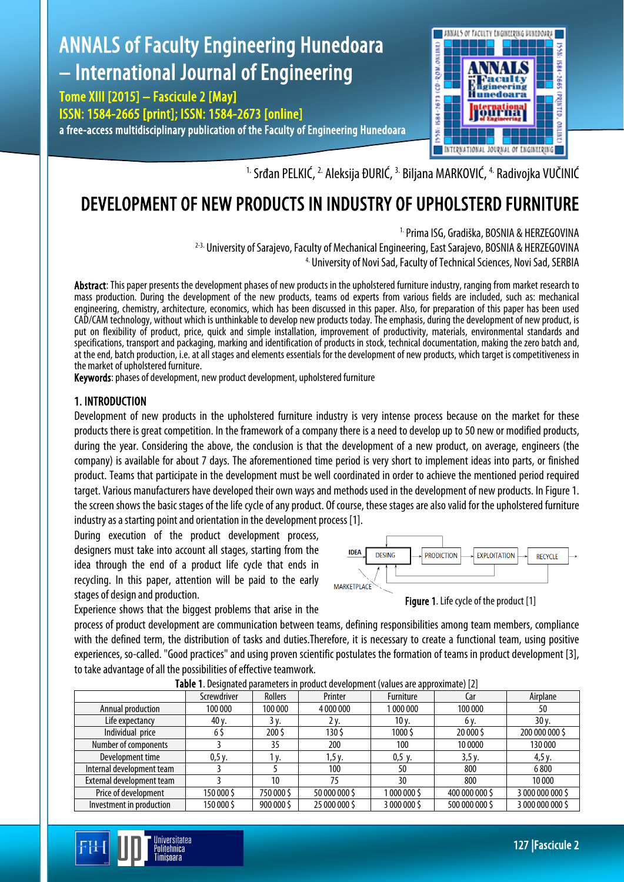[1.] Srđan PELKIĆ, [2.] Aleksija ĐURIĆ, [3.] Biljana MARKOVIĆ, [4.] Radivojka VUČINIĆ

# DEVELOPMENT OF NEW PRODUCTS IN INDUSTRY OF UPHOLSTERD FURNITURE

[1.] Prima ISG, Gradiška, BOSNIA & HERZEGOVINA
[2-3.] University of Sarajevo, Faculty of Mechanical Engineering, East Sarajevo, BOSNIA & HERZEGOVINA
[4.] University of Novi Sad, Faculty of Technical Sciences, Novi Sad, SERBIA

**Abstract**: This paper presents the development phases of new products in the upholstered furniture industry, ranging from market research to mass production. During the development of the new products, teams od experts from various fields are included, such as: mechanical engineering, chemistry, architecture, economics, which has been discussed in this paper. Also, for preparation of this paper has been used CAD/CAM technology, without which is unthinkable to develop new products today. The emphasis, during the development of new product, is put on flexibility of product, price, quick and simple installation, improvement of productivity, materials, environmental standards and specifications, transport and packaging, marking and identification of products in stock, technical documentation, making the zero batch and, at the end, batch production, i.e. at all stages and elements essentials for the development of new products, which target is competitiveness in the market of upholstered furniture.

**Keywords**: phases of development, new product development, upholstered furniture

## 1. INTRODUCTION

Development of new products in the upholstered furniture industry is very intense process because on the market for these products there is great competition. In the framework of a company there is a need to develop up to 50 new or modified products, during the year. Considering the above, the conclusion is that the development of a new product, on average, engineers (the company) is available for about 7 days. The aforementioned time period is very short to implement ideas into parts, or finished product. Teams that participate in the development must be well coordinated in order to achieve the mentioned period required target. Various manufacturers have developed their own ways and methods used in the development of new products. In Figure 1. the screen shows the basic stages of the life cycle of any product. Of course, these stages are also valid for the upholstered furniture industry as a starting point and orientation in the development process [1].

During execution of the product development process, designers must take into account all stages, starting from the idea through the end of a product life cycle that ends in recycling. In this paper, attention will be paid to the early stages of design and production.

IDEA → DESING → PRODICTION → EXPLOITATION → RECYCLE; MARKETPLACE

**Figure 1**. Life cycle of the product [1]

Experience shows that the biggest problems that arise in the process of product development are communication between teams, defining responsibilities among team members, compliance with the defined term, the distribution of tasks and duties.Therefore, it is necessary to create a functional team, using positive experiences, so-called. "Good practices" and using proven scientific postulates the formation of teams in product development [3], to take advantage of all the possibilities of effective teamwork.

**Table 1**. Designated parameters in product development (values are approximate) [2]

| | Screwdriver | Rollers | Printer | Furniture | Car | Airplane |
|---|---|---|---|---|---|---|
| Annual production | 100 000 | 100 000 | 4 000 000 | 1 000 000 | 100 000 | 50 |
| Life expectancy | 40 y. | 3 y. | 2 y. | 10 y. | 6 y. | 30 y. |
| Individual price | 6 $ | 200 $ | 130 $ | 1000 $ | 20 000 $ | 200 000 000 $ |
| Number of components | 3 | 35 | 200 | 100 | 10 0000 | 130 000 |
| Development time | 0,5 y. | 1 y. | 1,5 y. | 0,5 y. | 3,5 y. | 4,5 y. |
| Internal development team | 3 | 5 | 100 | 50 | 800 | 6 800 |
| External development team | 3 | 10 | 75 | 30 | 800 | 10 000 |
| Price of development | 150 000 $ | 750 000 $ | 50 000 000 $ | 1 000 000 $ | 400 000 000 $ | 3 000 000 000 $ |
| Investment in production | 150 000 $ | 900 000 $ | 25 000 000 $ | 3 000 000 $ | 500 000 000 $ | 3 000 000 000 $ |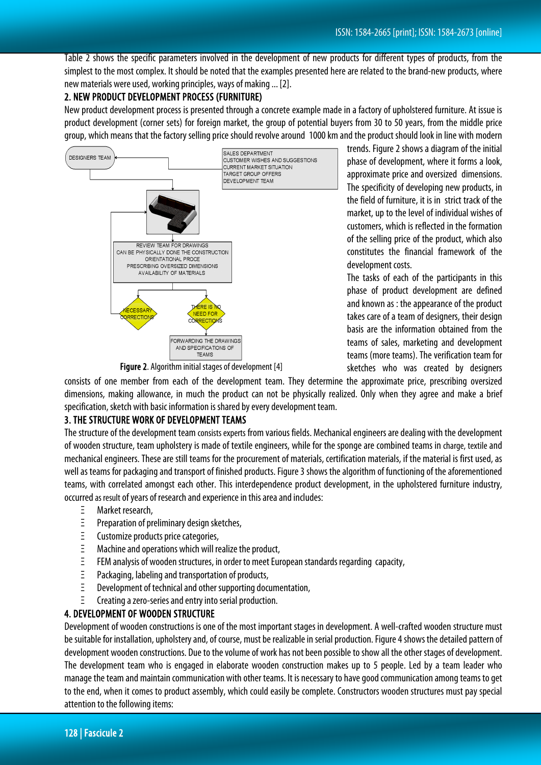Table 2 shows the specific parameters involved in the development of new products for different types of products, from the simplest to the most complex. It should be noted that the examples presented here are related to the brand-new products, where new materials were used, working principles, ways of making ... [2].

## 2. NEW PRODUCT DEVELOPMENT PROCESS (FURNITURE)

New product development process is presented through a concrete example made in a factory of upholstered furniture. At issue is product development (corner sets) for foreign market, the group of potential buyers from 30 to 50 years, from the middle price group, which means that the factory selling price should revolve around 1000 km and the product should look in line with modern trends. Figure 2 shows a diagram of the initial phase of development, where it forms a look, approximate price and oversized dimensions. The specificity of developing new products, in the field of furniture, it is in strict track of the market, up to the level of individual wishes of customers, which is reflected in the formation of the selling price of the product, which also constitutes the financial framework of the development costs.

DESIGNERS TEAM

SALES DEPARTMENT
CUSTOMER WISHES AND SUGGESTIONS
CURRENT MARKET SITUATION
TARGET GROUP OFFERS
DEVELOPMENT TEAM

REVIEW TEAM FOR DRAWINGS
CAN BE PHYSICALLY DONE THE CONSTRUCTION
ORIENTATIONAL PROCE
PRESCRIBING OVERSIZED DIMENSIONS
AVAILABILITY OF MATERIALS

NECESSARY CORRECTIONS

THERE IS NO NEED FOR CORRECTIONS

FORWARDING THE DRAWINGS AND SPECIFICATIONS OF TEAMS

**Figure 2**. Algorithm initial stages of development [4]

The tasks of each of the participants in this phase of product development are defined and known as : the appearance of the product takes care of a team of designers, their design basis are the information obtained from the teams of sales, marketing and development teams (more teams). The verification team for sketches who was created by designers consists of one member from each of the development team. They determine the approximate price, prescribing oversized dimensions, making allowance, in much the product can not be physically realized. Only when they agree and make a brief specification, sketch with basic information is shared by every development team.

## 3. THE STRUCTURE WORK OF DEVELOPMENT TEAMS

The structure of the development team consists experts from various fields. Mechanical engineers are dealing with the development of wooden structure, team upholstery is made of textile engineers, while for the sponge are combined teams in charge, textile and mechanical engineers. These are still teams for the procurement of materials, certification materials, if the material is first used, as well as teams for packaging and transport of finished products. Figure 3 shows the algorithm of functioning of the aforementioned teams, with correlated amongst each other. This interdependence product development, in the upholstered furniture industry, occurred as result of years of research and experience in this area and includes:

- Market research,
- Preparation of preliminary design sketches,
- Customize products price categories,
- Machine and operations which will realize the product,
- FEM analysis of wooden structures, in order to meet European standards regarding capacity,
- Packaging, labeling and transportation of products,
- Development of technical and other supporting documentation,
- Creating a zero-series and entry into serial production.

## 4. DEVELOPMENT OF WOODEN STRUCTURE

Development of wooden constructions is one of the most important stages in development. A well-crafted wooden structure must be suitable for installation, upholstery and, of course, must be realizable in serial production. Figure 4 shows the detailed pattern of development wooden constructions. Due to the volume of work has not been possible to show all the other stages of development. The development team who is engaged in elaborate wooden construction makes up to 5 people. Led by a team leader who manage the team and maintain communication with other teams. It is necessary to have good communication among teams to get to the end, when it comes to product assembly, which could easily be complete. Constructors wooden structures must pay special attention to the following items: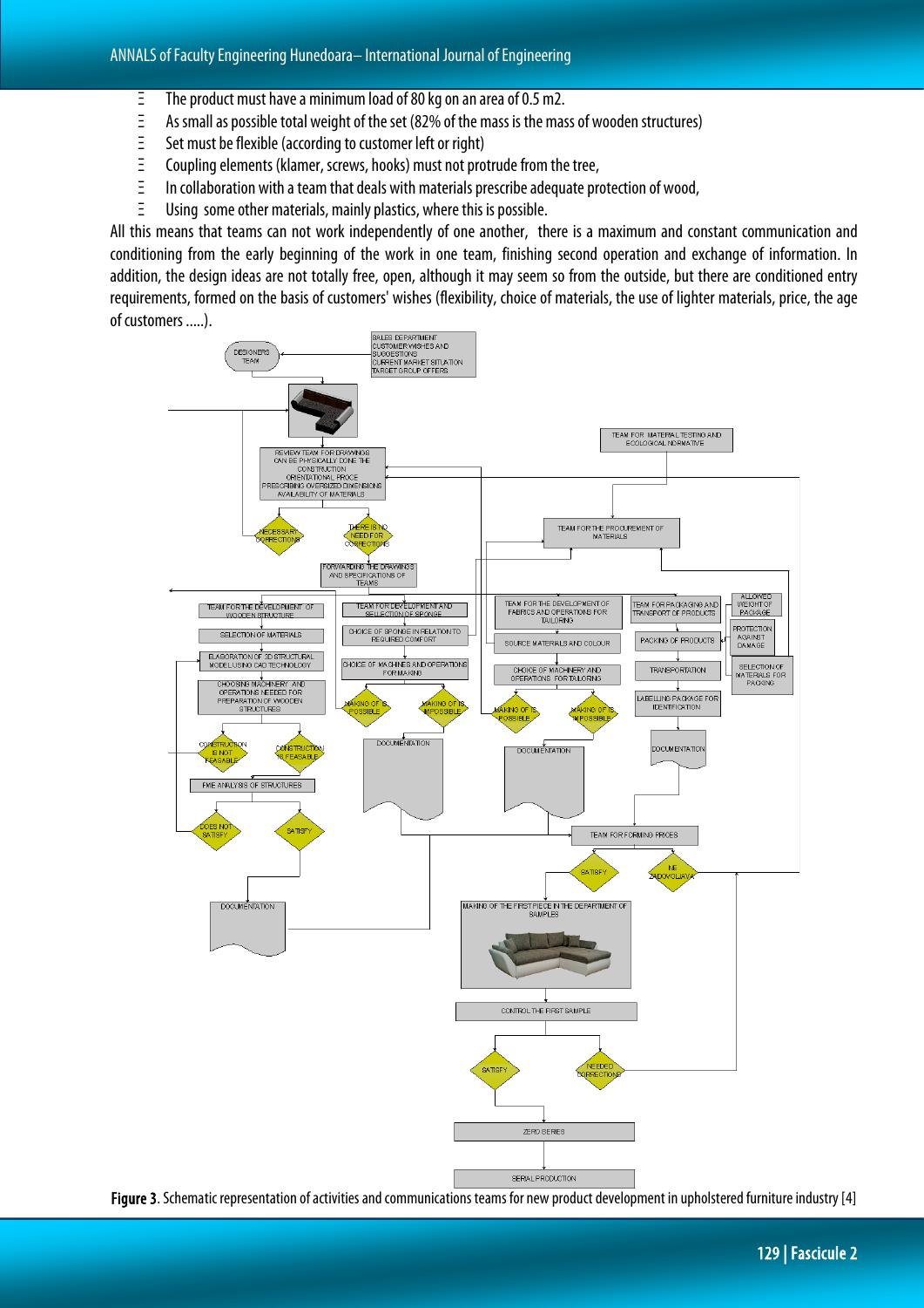- The product must have a minimum load of 80 kg on an area of 0.5 m2.
- As small as possible total weight of the set (82% of the mass is the mass of wooden structures)
- Set must be flexible (according to customer left or right)
- Coupling elements (klamer, screws, hooks) must not protrude from the tree,
- In collaboration with a team that deals with materials prescribe adequate protection of wood,
- Using some other materials, mainly plastics, where this is possible.

All this means that teams can not work independently of one another, there is a maximum and constant communication and conditioning from the early beginning of the work in one team, finishing second operation and exchange of information. In addition, the design ideas are not totally free, open, although it may seem so from the outside, but there are conditioned entry requirements, formed on the basis of customers' wishes (flexibility, choice of materials, the use of lighter materials, price, the age of customers .....).

**Figure 3**. Schematic representation of activities and communications teams for new product development in upholstered furniture industry [4]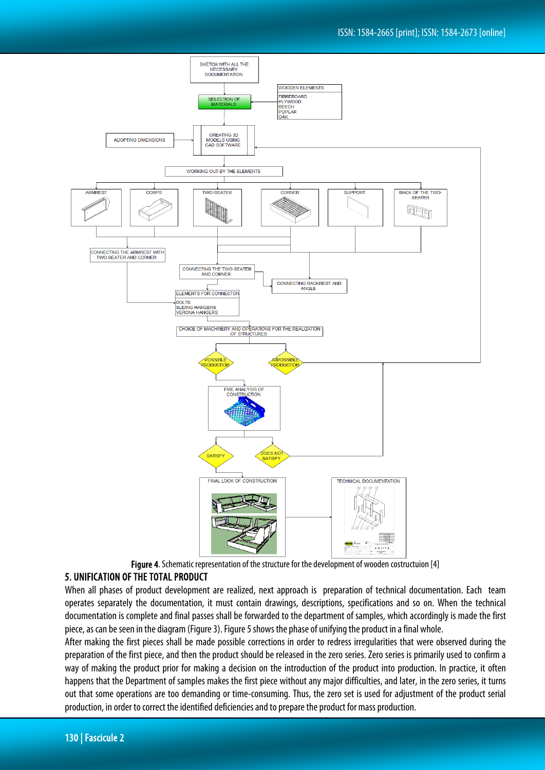Figure 4. Schematic representation of the structure for the development of wooden costructuion [4]

## 5. UNIFICATION OF THE TOTAL PRODUCT

When all phases of product development are realized, next approach is preparation of technical documentation. Each team operates separately the documentation, it must contain drawings, descriptions, specifications and so on. When the technical documentation is complete and final passes shall be forwarded to the department of samples, which accordingly is made the first piece, as can be seen in the diagram (Figure 3). Figure 5 shows the phase of unifying the product in a final whole.

After making the first pieces shall be made possible corrections in order to redress irregularities that were observed during the preparation of the first piece, and then the product should be released in the zero series. Zero series is primarily used to confirm a way of making the product prior for making a decision on the introduction of the product into production. In practice, it often happens that the Department of samples makes the first piece without any major difficulties, and later, in the zero series, it turns out that some operations are too demanding or time-consuming. Thus, the zero set is used for adjustment of the product serial production, in order to correct the identified deficiencies and to prepare the product for mass production.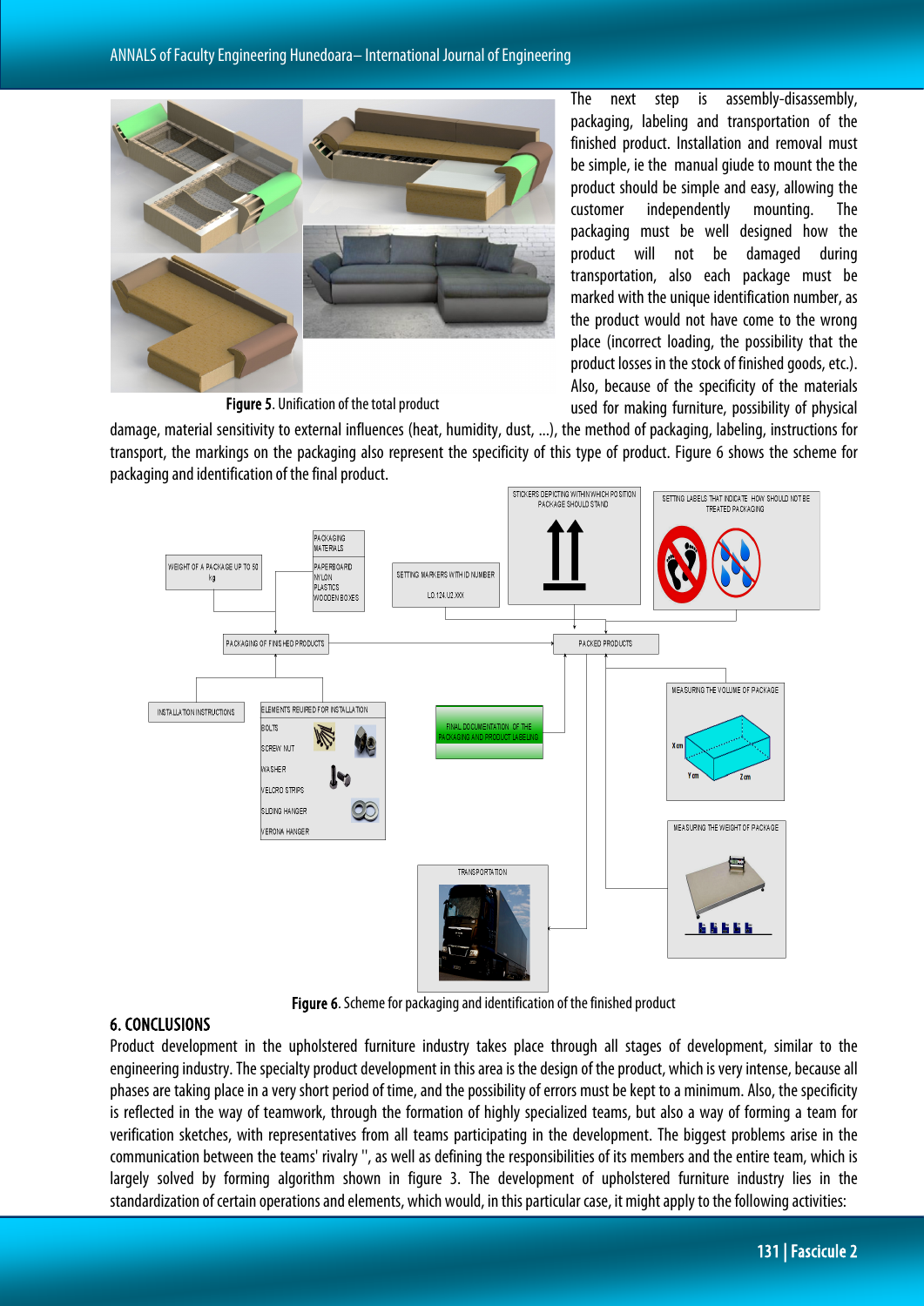The next step is assembly-disassembly, packaging, labeling and transportation of the finished product. Installation and removal must be simple, ie the manual giude to mount the the product should be simple and easy, allowing the customer independently mounting. The packaging must be well designed how the product will not be damaged during transportation, also each package must be marked with the unique identification number, as the product would not have come to the wrong place (incorrect loading, the possibility that the product losses in the stock of finished goods, etc.). Also, because of the specificity of the materials used for making furniture, possibility of physical damage, material sensitivity to external influences (heat, humidity, dust, ...), the method of packaging, labeling, instructions for transport, the markings on the packaging also represent the specificity of this type of product. Figure 6 shows the scheme for packaging and identification of the final product.

**Figure 5**. Unification of the total product

**Figure 6**. Scheme for packaging and identification of the finished product

## 6. CONCLUSIONS

Product development in the upholstered furniture industry takes place through all stages of development, similar to the engineering industry. The specialty product development in this area is the design of the product, which is very intense, because all phases are taking place in a very short period of time, and the possibility of errors must be kept to a minimum. Also, the specificity is reflected in the way of teamwork, through the formation of highly specialized teams, but also a way of forming a team for verification sketches, with representatives from all teams participating in the development. The biggest problems arise in the communication between the teams' rivalry '', as well as defining the responsibilities of its members and the entire team, which is largely solved by forming algorithm shown in figure 3. The development of upholstered furniture industry lies in the standardization of certain operations and elements, which would, in this particular case, it might apply to the following activities: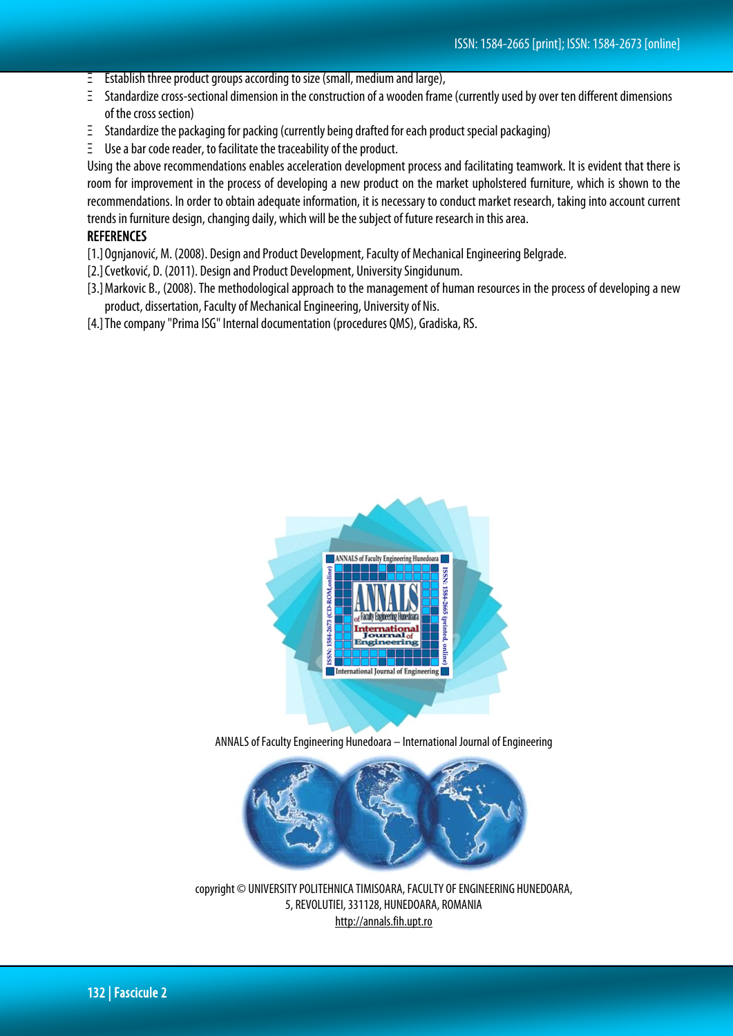- Establish three product groups according to size (small, medium and large),
- Standardize cross-sectional dimension in the construction of a wooden frame (currently used by over ten different dimensions of the cross section)
- Standardize the packaging for packing (currently being drafted for each product special packaging)
- Use a bar code reader, to facilitate the traceability of the product.

Using the above recommendations enables acceleration development process and facilitating teamwork. It is evident that there is room for improvement in the process of developing a new product on the market upholstered furniture, which is shown to the recommendations. In order to obtain adequate information, it is necessary to conduct market research, taking into account current trends in furniture design, changing daily, which will be the subject of future research in this area.

## REFERENCES

[1.] Ognjanović, M. (2008). Design and Product Development, Faculty of Mechanical Engineering Belgrade.

[2.] Cvetković, D. (2011). Design and Product Development, University Singidunum.

[3.] Markovic B., (2008). The methodological approach to the management of human resources in the process of developing a new product, dissertation, Faculty of Mechanical Engineering, University of Nis.

[4.] The company "Prima ISG" Internal documentation (procedures QMS), Gradiska, RS.

ANNALS of Faculty Engineering Hunedoara – International Journal of Engineering

copyright © UNIVERSITY POLITEHNICA TIMISOARA, FACULTY OF ENGINEERING HUNEDOARA,
5, REVOLUTIEI, 331128, HUNEDOARA, ROMANIA
http://annals.fih.upt.ro